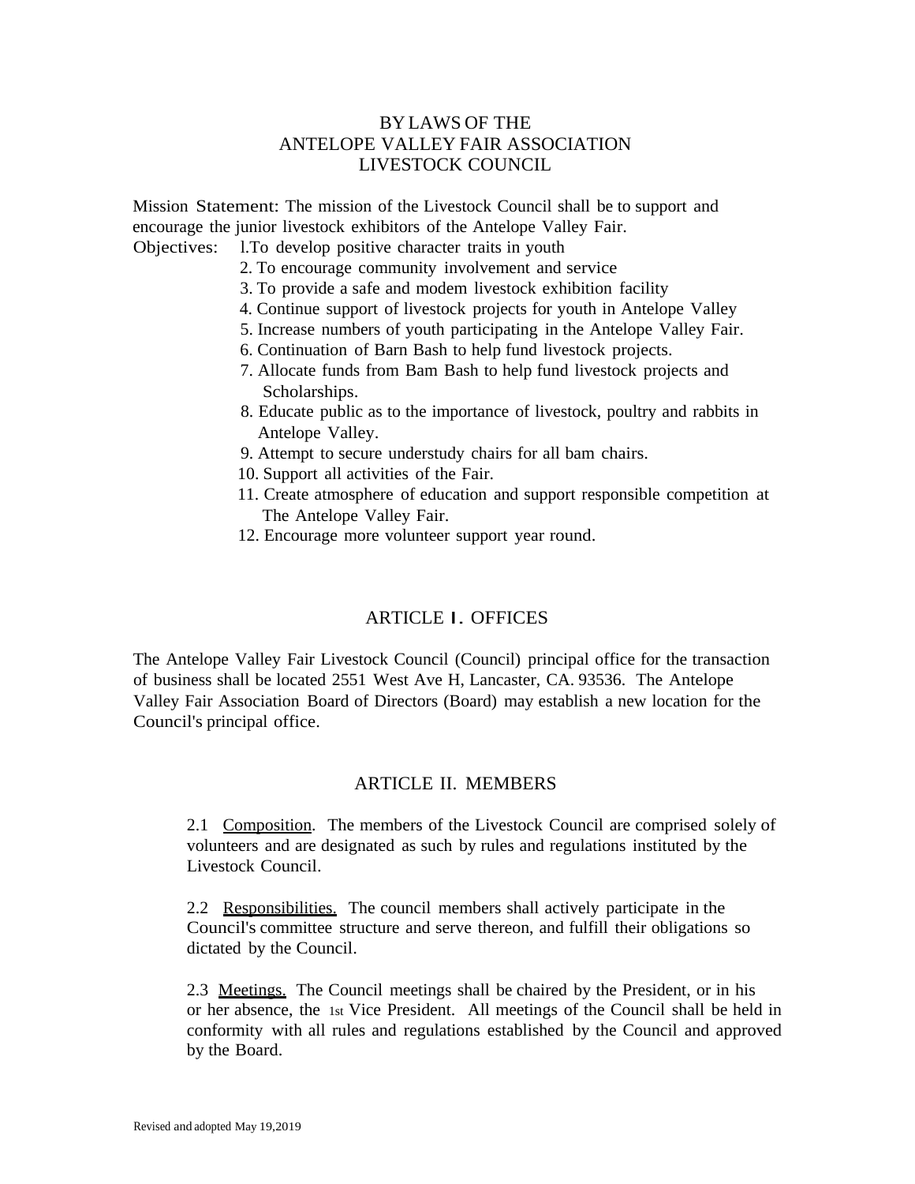# BY LAWS OF THE ANTELOPE VALLEY FAIR ASSOCIATION LIVESTOCK COUNCIL

Mission Statement: The mission of the Livestock Council shall be to support and encourage the junior livestock exhibitors of the Antelope Valley Fair.

Objectives:

1. To develop positive character traits in youth
2. To encourage community involvement and service
3. To provide a safe and modem livestock exhibition facility
4. Continue support of livestock projects for youth in Antelope Valley
5. Increase numbers of youth participating in the Antelope Valley Fair.
6. Continuation of Barn Bash to help fund livestock projects.
7. Allocate funds from Bam Bash to help fund livestock projects and Scholarships.
8. Educate public as to the importance of livestock, poultry and rabbits in Antelope Valley.
9. Attempt to secure understudy chairs for all bam chairs.
10. Support all activities of the Fair.
11. Create atmosphere of education and support responsible competition at The Antelope Valley Fair.
12. Encourage more volunteer support year round.

## ARTICLE I. OFFICES

The Antelope Valley Fair Livestock Council (Council) principal office for the transaction of business shall be located 2551 West Ave H, Lancaster, CA. 93536. The Antelope Valley Fair Association Board of Directors (Board) may establish a new location for the Council's principal office.

## ARTICLE II. MEMBERS

2.1 Composition. The members of the Livestock Council are comprised solely of volunteers and are designated as such by rules and regulations instituted by the Livestock Council.

2.2 Responsibilities. The council members shall actively participate in the Council's committee structure and serve thereon, and fulfill their obligations so dictated by the Council.

2.3 Meetings. The Council meetings shall be chaired by the President, or in his or her absence, the 1st Vice President. All meetings of the Council shall be held in conformity with all rules and regulations established by the Council and approved by the Board.

Revised and adopted May 19,2019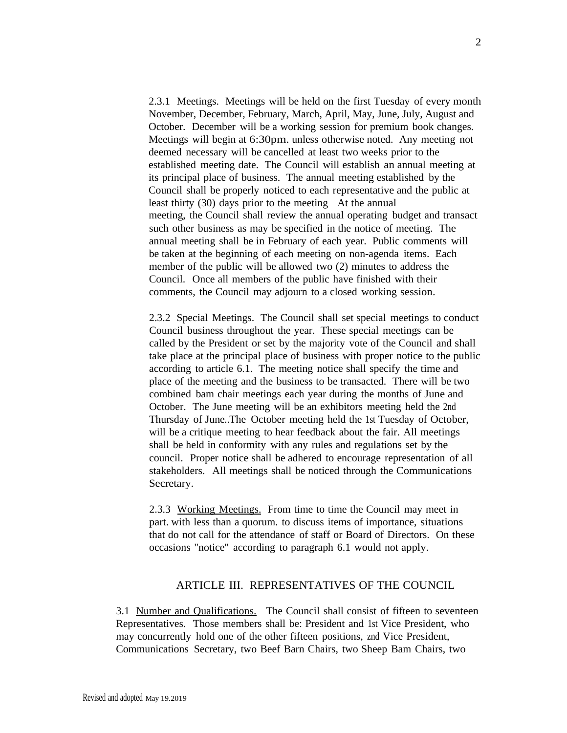2.3.1 Meetings. Meetings will be held on the first Tuesday of every month November, December, February, March, April, May, June, July, August and October. December will be a working session for premium book changes. Meetings will begin at 6:30pm. unless otherwise noted. Any meeting not deemed necessary will be cancelled at least two weeks prior to the established meeting date. The Council will establish an annual meeting at its principal place of business. The annual meeting established by the Council shall be properly noticed to each representative and the public at least thirty (30) days prior to the meeting At the annual meeting, the Council shall review the annual operating budget and transact such other business as may be specified in the notice of meeting. The annual meeting shall be in February of each year. Public comments will be taken at the beginning of each meeting on non-agenda items. Each member of the public will be allowed two (2) minutes to address the Council. Once all members of the public have finished with their comments, the Council may adjourn to a closed working session.

2.3.2 Special Meetings. The Council shall set special meetings to conduct Council business throughout the year. These special meetings can be called by the President or set by the majority vote of the Council and shall take place at the principal place of business with proper notice to the public according to article 6.1. The meeting notice shall specify the time and place of the meeting and the business to be transacted. There will be two combined bam chair meetings each year during the months of June and October. The June meeting will be an exhibitors meeting held the 2nd Thursday of June..The October meeting held the 1st Tuesday of October, will be a critique meeting to hear feedback about the fair. All meetings shall be held in conformity with any rules and regulations set by the council. Proper notice shall be adhered to encourage representation of all stakeholders. All meetings shall be noticed through the Communications Secretary.

2.3.3 Working Meetings. From time to time the Council may meet in part. with less than a quorum. to discuss items of importance, situations that do not call for the attendance of staff or Board of Directors. On these occasions "notice" according to paragraph 6.1 would not apply.

## ARTICLE III. REPRESENTATIVES OF THE COUNCIL

3.1 Number and Qualifications. The Council shall consist of fifteen to seventeen Representatives. Those members shall be: President and 1st Vice President, who may concurrently hold one of the other fifteen positions, znd Vice President, Communications Secretary, two Beef Barn Chairs, two Sheep Bam Chairs, two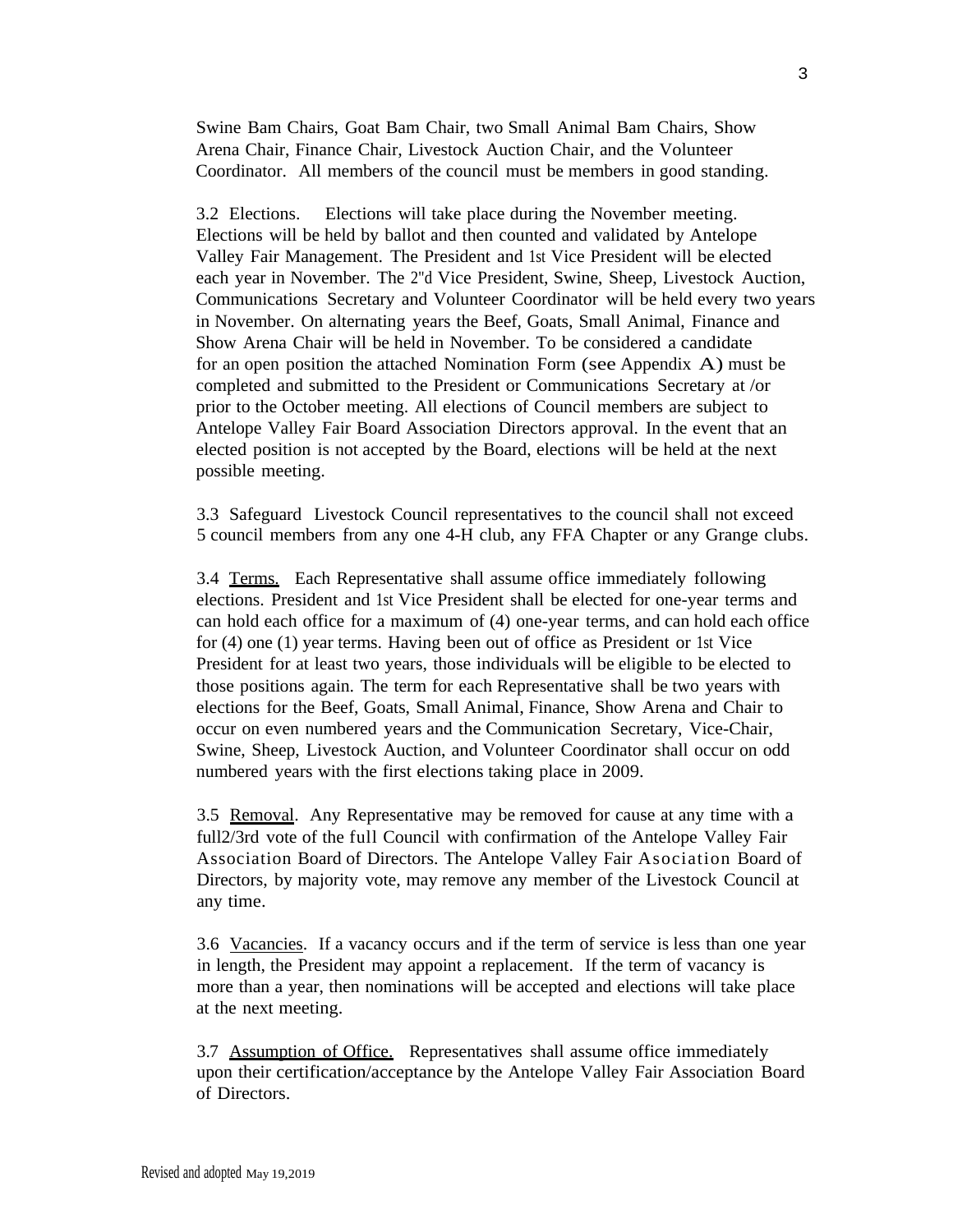Swine Bam Chairs, Goat Bam Chair, two Small Animal Bam Chairs, Show Arena Chair, Finance Chair, Livestock Auction Chair, and the Volunteer Coordinator. All members of the council must be members in good standing.

3.2 Elections. Elections will take place during the November meeting. Elections will be held by ballot and then counted and validated by Antelope Valley Fair Management. The President and 1st Vice President will be elected each year in November. The 2"d Vice President, Swine, Sheep, Livestock Auction, Communications Secretary and Volunteer Coordinator will be held every two years in November. On alternating years the Beef, Goats, Small Animal, Finance and Show Arena Chair will be held in November. To be considered a candidate for an open position the attached Nomination Form (see Appendix A) must be completed and submitted to the President or Communications Secretary at /or prior to the October meeting. All elections of Council members are subject to Antelope Valley Fair Board Association Directors approval. In the event that an elected position is not accepted by the Board, elections will be held at the next possible meeting.

3.3 Safeguard Livestock Council representatives to the council shall not exceed 5 council members from any one 4-H club, any FFA Chapter or any Grange clubs.

3.4 <u>Terms.</u> Each Representative shall assume office immediately following elections. President and 1st Vice President shall be elected for one-year terms and can hold each office for a maximum of (4) one-year terms, and can hold each office for (4) one (1) year terms. Having been out of office as President or 1st Vice President for at least two years, those individuals will be eligible to be elected to those positions again. The term for each Representative shall be two years with elections for the Beef, Goats, Small Animal, Finance, Show Arena and Chair to occur on even numbered years and the Communication Secretary, Vice-Chair, Swine, Sheep, Livestock Auction, and Volunteer Coordinator shall occur on odd numbered years with the first elections taking place in 2009.

3.5 <u>Removal</u>. Any Representative may be removed for cause at any time with a full2/3rd vote of the full Council with confirmation of the Antelope Valley Fair Association Board of Directors. The Antelope Valley Fair Asociation Board of Directors, by majority vote, may remove any member of the Livestock Council at any time.

3.6 <u>Vacancies</u>. If a vacancy occurs and if the term of service is less than one year in length, the President may appoint a replacement. If the term of vacancy is more than a year, then nominations will be accepted and elections will take place at the next meeting.

3.7 <u>Assumption of Office.</u> Representatives shall assume office immediately upon their certification/acceptance by the Antelope Valley Fair Association Board of Directors.

Revised and adopted May 19,2019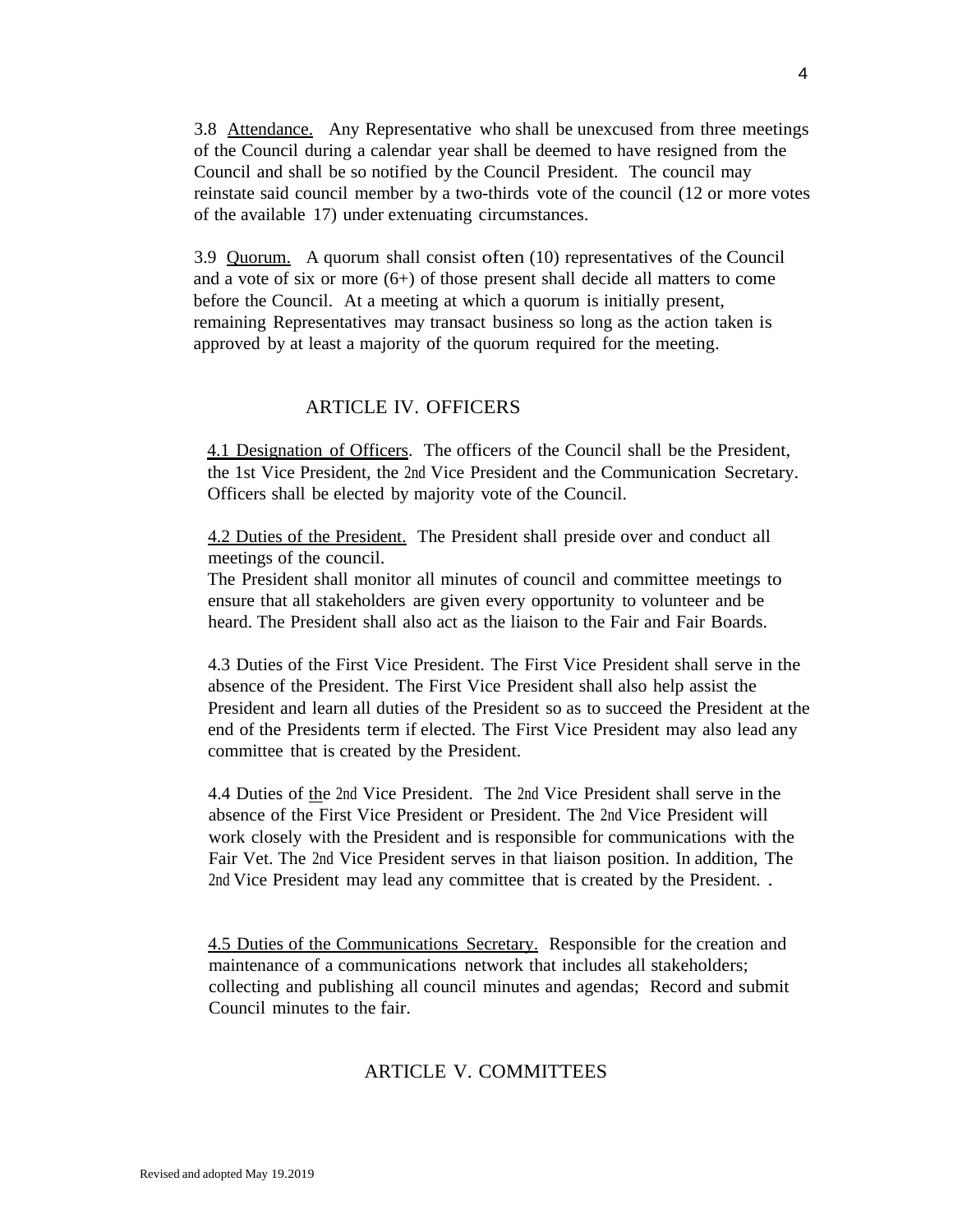3.8 Attendance. Any Representative who shall be unexcused from three meetings of the Council during a calendar year shall be deemed to have resigned from the Council and shall be so notified by the Council President. The council may reinstate said council member by a two-thirds vote of the council (12 or more votes of the available 17) under extenuating circumstances.

3.9 Quorum. A quorum shall consist often (10) representatives of the Council and a vote of six or more (6+) of those present shall decide all matters to come before the Council. At a meeting at which a quorum is initially present, remaining Representatives may transact business so long as the action taken is approved by at least a majority of the quorum required for the meeting.

## ARTICLE IV. OFFICERS

4.1 Designation of Officers. The officers of the Council shall be the President, the 1st Vice President, the 2nd Vice President and the Communication Secretary. Officers shall be elected by majority vote of the Council.

4.2 Duties of the President. The President shall preside over and conduct all meetings of the council.
The President shall monitor all minutes of council and committee meetings to ensure that all stakeholders are given every opportunity to volunteer and be heard. The President shall also act as the liaison to the Fair and Fair Boards.

4.3 Duties of the First Vice President. The First Vice President shall serve in the absence of the President. The First Vice President shall also help assist the President and learn all duties of the President so as to succeed the President at the end of the Presidents term if elected. The First Vice President may also lead any committee that is created by the President.

4.4 Duties of the 2nd Vice President. The 2nd Vice President shall serve in the absence of the First Vice President or President. The 2nd Vice President will work closely with the President and is responsible for communications with the Fair Vet. The 2nd Vice President serves in that liaison position. In addition, The 2nd Vice President may lead any committee that is created by the President. .

4.5 Duties of the Communications Secretary. Responsible for the creation and maintenance of a communications network that includes all stakeholders; collecting and publishing all council minutes and agendas; Record and submit Council minutes to the fair.

## ARTICLE V. COMMITTEES

Revised and adopted May 19.2019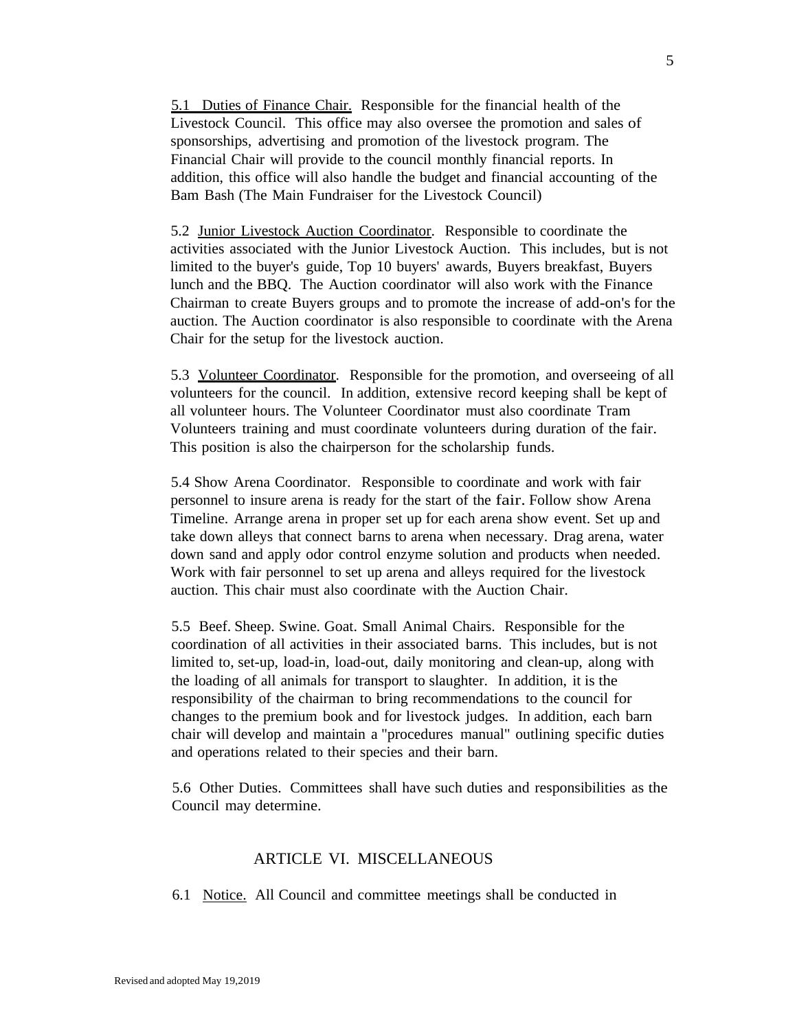5.1 <u>Duties of Finance Chair.</u> Responsible for the financial health of the Livestock Council. This office may also oversee the promotion and sales of sponsorships, advertising and promotion of the livestock program. The Financial Chair will provide to the council monthly financial reports. In addition, this office will also handle the budget and financial accounting of the Bam Bash (The Main Fundraiser for the Livestock Council)

5.2 <u>Junior Livestock Auction Coordinator</u>. Responsible to coordinate the activities associated with the Junior Livestock Auction. This includes, but is not limited to the buyer's guide, Top 10 buyers' awards, Buyers breakfast, Buyers lunch and the BBQ. The Auction coordinator will also work with the Finance Chairman to create Buyers groups and to promote the increase of add-on's for the auction. The Auction coordinator is also responsible to coordinate with the Arena Chair for the setup for the livestock auction.

5.3 <u>Volunteer Coordinator</u>. Responsible for the promotion, and overseeing of all volunteers for the council. In addition, extensive record keeping shall be kept of all volunteer hours. The Volunteer Coordinator must also coordinate Tram Volunteers training and must coordinate volunteers during duration of the fair. This position is also the chairperson for the scholarship funds.

5.4 Show Arena Coordinator. Responsible to coordinate and work with fair personnel to insure arena is ready for the start of the fair. Follow show Arena Timeline. Arrange arena in proper set up for each arena show event. Set up and take down alleys that connect barns to arena when necessary. Drag arena, water down sand and apply odor control enzyme solution and products when needed. Work with fair personnel to set up arena and alleys required for the livestock auction. This chair must also coordinate with the Auction Chair.

5.5 Beef. Sheep. Swine. Goat. Small Animal Chairs. Responsible for the coordination of all activities in their associated barns. This includes, but is not limited to, set-up, load-in, load-out, daily monitoring and clean-up, along with the loading of all animals for transport to slaughter. In addition, it is the responsibility of the chairman to bring recommendations to the council for changes to the premium book and for livestock judges. In addition, each barn chair will develop and maintain a "procedures manual" outlining specific duties and operations related to their species and their barn.

5.6 Other Duties. Committees shall have such duties and responsibilities as the Council may determine.

## ARTICLE VI. MISCELLANEOUS

6.1 <u>Notice.</u> All Council and committee meetings shall be conducted in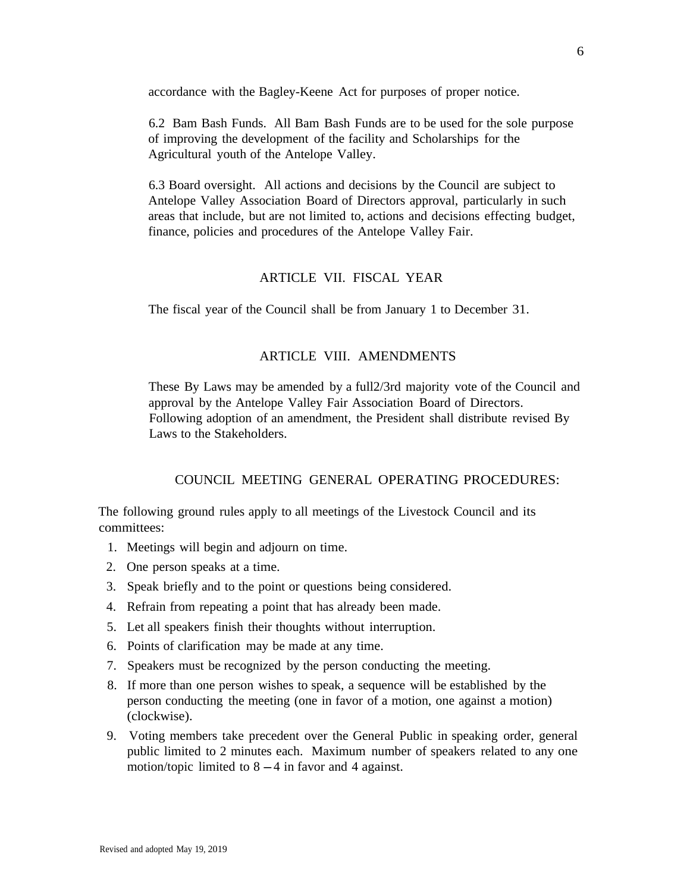accordance with the Bagley-Keene Act for purposes of proper notice.

6.2 Bam Bash Funds. All Bam Bash Funds are to be used for the sole purpose of improving the development of the facility and Scholarships for the Agricultural youth of the Antelope Valley.

6.3 Board oversight. All actions and decisions by the Council are subject to Antelope Valley Association Board of Directors approval, particularly in such areas that include, but are not limited to, actions and decisions effecting budget, finance, policies and procedures of the Antelope Valley Fair.

## ARTICLE VII. FISCAL YEAR

The fiscal year of the Council shall be from January 1 to December 31.

## ARTICLE VIII. AMENDMENTS

These By Laws may be amended by a full2/3rd majority vote of the Council and approval by the Antelope Valley Fair Association Board of Directors. Following adoption of an amendment, the President shall distribute revised By Laws to the Stakeholders.

## COUNCIL MEETING GENERAL OPERATING PROCEDURES:

The following ground rules apply to all meetings of the Livestock Council and its committees:

1. Meetings will begin and adjourn on time.
2. One person speaks at a time.
3. Speak briefly and to the point or questions being considered.
4. Refrain from repeating a point that has already been made.
5. Let all speakers finish their thoughts without interruption.
6. Points of clarification may be made at any time.
7. Speakers must be recognized by the person conducting the meeting.
8. If more than one person wishes to speak, a sequence will be established by the person conducting the meeting (one in favor of a motion, one against a motion) (clockwise).
9. Voting members take precedent over the General Public in speaking order, general public limited to 2 minutes each. Maximum number of speakers related to any one motion/topic limited to 8 – 4 in favor and 4 against.

Revised and adopted May 19, 2019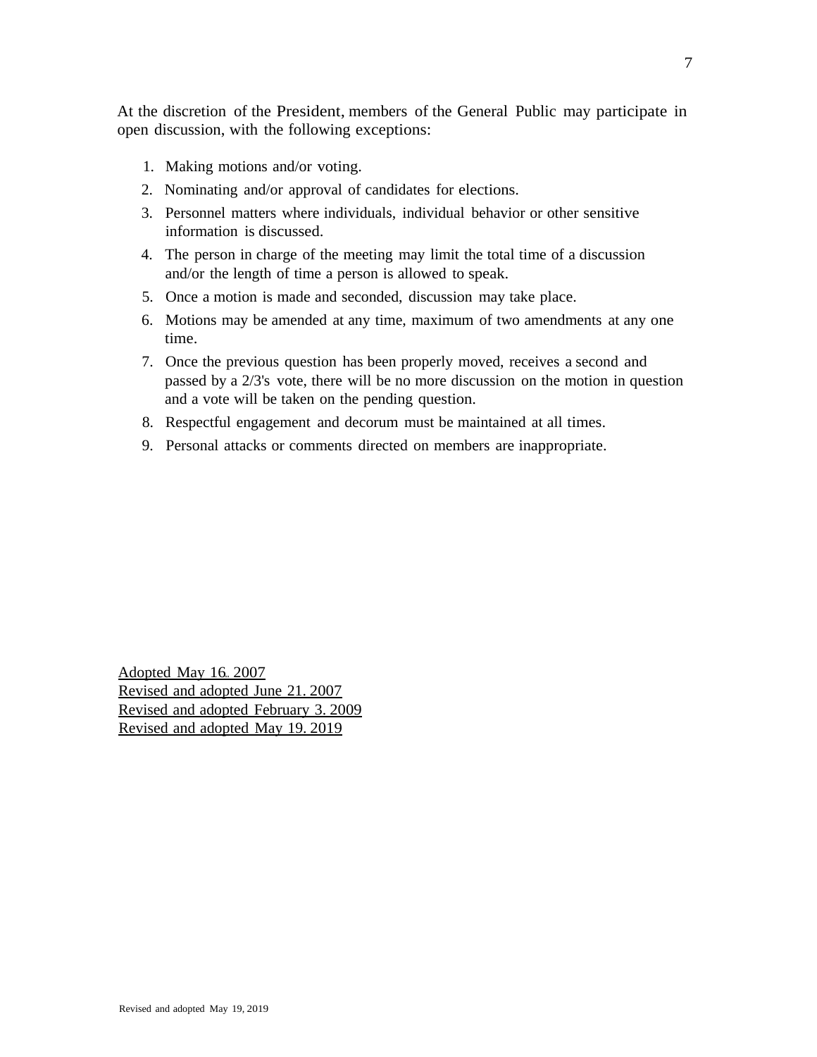At the discretion of the President, members of the General Public may participate in open discussion, with the following exceptions:

1. Making motions and/or voting.
2. Nominating and/or approval of candidates for elections.
3. Personnel matters where individuals, individual behavior or other sensitive information is discussed.
4. The person in charge of the meeting may limit the total time of a discussion and/or the length of time a person is allowed to speak.
5. Once a motion is made and seconded, discussion may take place.
6. Motions may be amended at any time, maximum of two amendments at any one time.
7. Once the previous question has been properly moved, receives a second and passed by a 2/3's vote, there will be no more discussion on the motion in question and a vote will be taken on the pending question.
8. Respectful engagement and decorum must be maintained at all times.
9. Personal attacks or comments directed on members are inappropriate.

<u>Adopted May 16.. 2007</u>
<u>Revised and adopted June 21. 2007</u>
<u>Revised and adopted February 3. 2009</u>
<u>Revised and adopted May 19. 2019</u>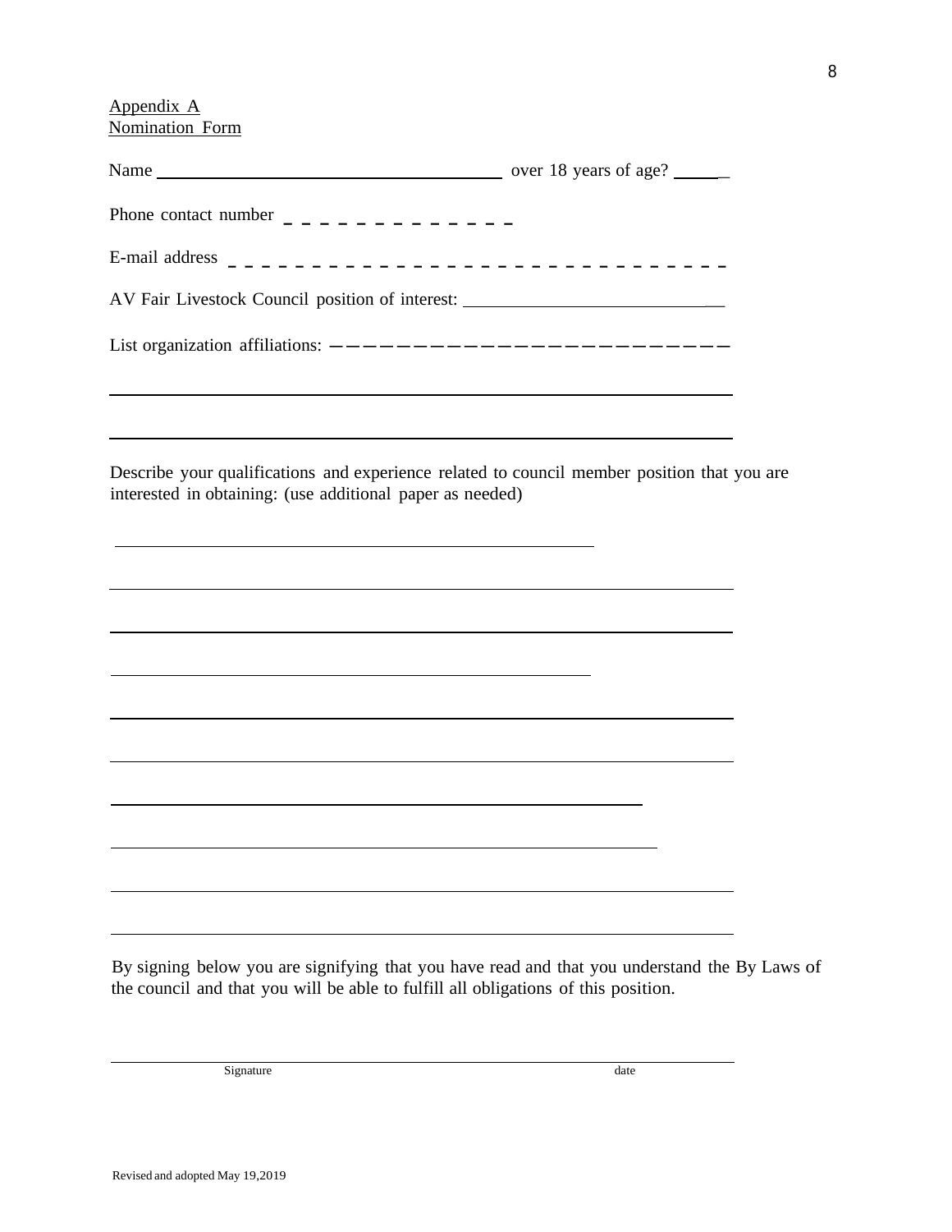Appendix A
Nomination Form

Name ______________________________________ over 18 years of age? ______

Phone contact number _ _ _ _ _ _ _ _ _ _ _ _ _

E-mail address _ _ _ _ _ _ _ _ _ _ _ _ _ _ _ _ _ _ _ _ _ _ _ _ _ _ _ _ _ _

AV Fair Livestock Council position of interest: ____________________________

List organization affiliations: ——————————————————————————

____________________________________________________________________

____________________________________________________________________

Describe your qualifications and experience related to council member position that you are interested in obtaining: (use additional paper as needed)

______________________________________________________

____________________________________________________________________

____________________________________________________________________

______________________________________________________

____________________________________________________________________

____________________________________________________________________

____________________________________________________________

______________________________________________________________

____________________________________________________________________

____________________________________________________________________

By signing below you are signifying that you have read and that you understand the By Laws of the council and that you will be able to fulfill all obligations of this position.

____________________________________________________________________
Signature date

Revised and adopted May 19,2019